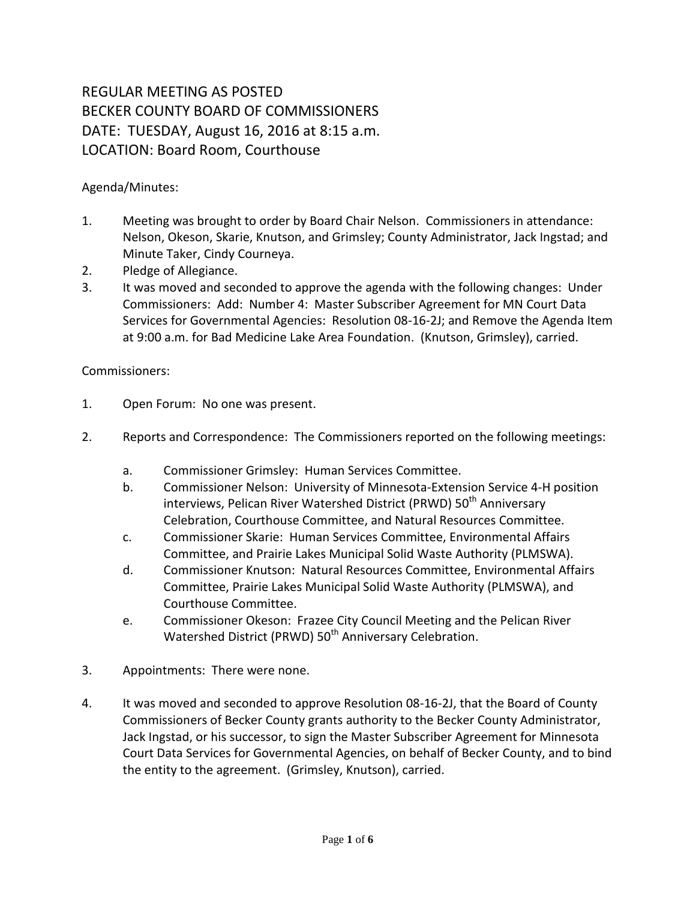# REGULAR MEETING AS POSTED
# BECKER COUNTY BOARD OF COMMISSIONERS
# DATE: TUESDAY, August 16, 2016 at 8:15 a.m.
# LOCATION: Board Room, Courthouse

Agenda/Minutes:

1. Meeting was brought to order by Board Chair Nelson. Commissioners in attendance: Nelson, Okeson, Skarie, Knutson, and Grimsley; County Administrator, Jack Ingstad; and Minute Taker, Cindy Courneya.
2. Pledge of Allegiance.
3. It was moved and seconded to approve the agenda with the following changes: Under Commissioners: Add: Number 4: Master Subscriber Agreement for MN Court Data Services for Governmental Agencies: Resolution 08-16-2J; and Remove the Agenda Item at 9:00 a.m. for Bad Medicine Lake Area Foundation. (Knutson, Grimsley), carried.

Commissioners:

1. Open Forum: No one was present.

2. Reports and Correspondence: The Commissioners reported on the following meetings:

   a. Commissioner Grimsley: Human Services Committee.
   b. Commissioner Nelson: University of Minnesota-Extension Service 4-H position interviews, Pelican River Watershed District (PRWD) 50th Anniversary Celebration, Courthouse Committee, and Natural Resources Committee.
   c. Commissioner Skarie: Human Services Committee, Environmental Affairs Committee, and Prairie Lakes Municipal Solid Waste Authority (PLMSWA).
   d. Commissioner Knutson: Natural Resources Committee, Environmental Affairs Committee, Prairie Lakes Municipal Solid Waste Authority (PLMSWA), and Courthouse Committee.
   e. Commissioner Okeson: Frazee City Council Meeting and the Pelican River Watershed District (PRWD) 50th Anniversary Celebration.

3. Appointments: There were none.

4. It was moved and seconded to approve Resolution 08-16-2J, that the Board of County Commissioners of Becker County grants authority to the Becker County Administrator, Jack Ingstad, or his successor, to sign the Master Subscriber Agreement for Minnesota Court Data Services for Governmental Agencies, on behalf of Becker County, and to bind the entity to the agreement. (Grimsley, Knutson), carried.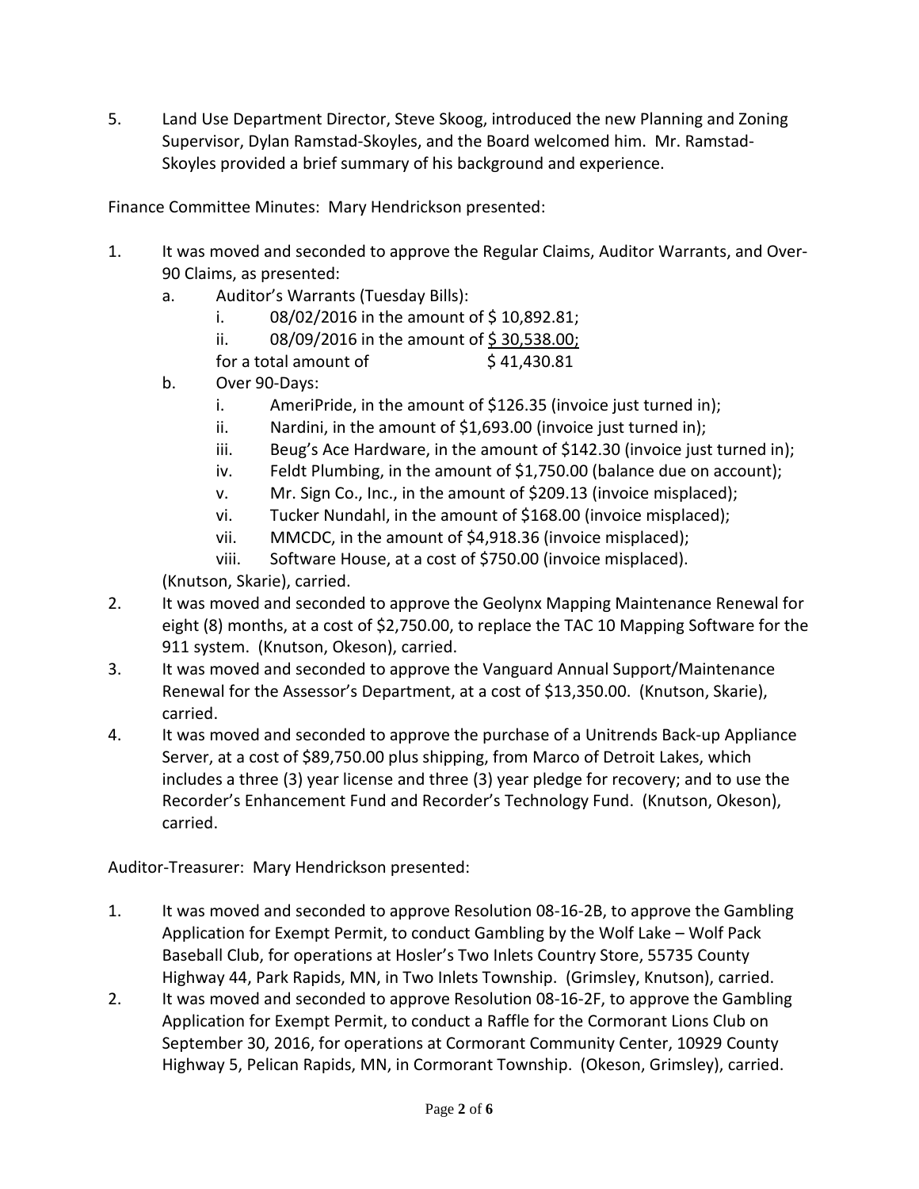5. Land Use Department Director, Steve Skoog, introduced the new Planning and Zoning Supervisor, Dylan Ramstad-Skoyles, and the Board welcomed him. Mr. Ramstad-Skoyles provided a brief summary of his background and experience.

Finance Committee Minutes: Mary Hendrickson presented:

1. It was moved and seconded to approve the Regular Claims, Auditor Warrants, and Over-90 Claims, as presented:
   a. Auditor's Warrants (Tuesday Bills):
      i. 08/02/2016 in the amount of $ 10,892.81;
      ii. 08/09/2016 in the amount of <u>$ 30,538.00;</u>
      
      for a total amount of $ 41,430.81
   b. Over 90-Days:
      i. AmeriPride, in the amount of $126.35 (invoice just turned in);
      ii. Nardini, in the amount of $1,693.00 (invoice just turned in);
      iii. Beug's Ace Hardware, in the amount of $142.30 (invoice just turned in);
      iv. Feldt Plumbing, in the amount of $1,750.00 (balance due on account);
      v. Mr. Sign Co., Inc., in the amount of $209.13 (invoice misplaced);
      vi. Tucker Nundahl, in the amount of $168.00 (invoice misplaced);
      vii. MMCDC, in the amount of $4,918.36 (invoice misplaced);
      viii. Software House, at a cost of $750.00 (invoice misplaced).

   (Knutson, Skarie), carried.
2. It was moved and seconded to approve the Geolynx Mapping Maintenance Renewal for eight (8) months, at a cost of $2,750.00, to replace the TAC 10 Mapping Software for the 911 system. (Knutson, Okeson), carried.
3. It was moved and seconded to approve the Vanguard Annual Support/Maintenance Renewal for the Assessor's Department, at a cost of $13,350.00. (Knutson, Skarie), carried.
4. It was moved and seconded to approve the purchase of a Unitrends Back-up Appliance Server, at a cost of $89,750.00 plus shipping, from Marco of Detroit Lakes, which includes a three (3) year license and three (3) year pledge for recovery; and to use the Recorder's Enhancement Fund and Recorder's Technology Fund. (Knutson, Okeson), carried.

Auditor-Treasurer: Mary Hendrickson presented:

1. It was moved and seconded to approve Resolution 08-16-2B, to approve the Gambling Application for Exempt Permit, to conduct Gambling by the Wolf Lake – Wolf Pack Baseball Club, for operations at Hosler's Two Inlets Country Store, 55735 County Highway 44, Park Rapids, MN, in Two Inlets Township. (Grimsley, Knutson), carried.
2. It was moved and seconded to approve Resolution 08-16-2F, to approve the Gambling Application for Exempt Permit, to conduct a Raffle for the Cormorant Lions Club on September 30, 2016, for operations at Cormorant Community Center, 10929 County Highway 5, Pelican Rapids, MN, in Cormorant Township. (Okeson, Grimsley), carried.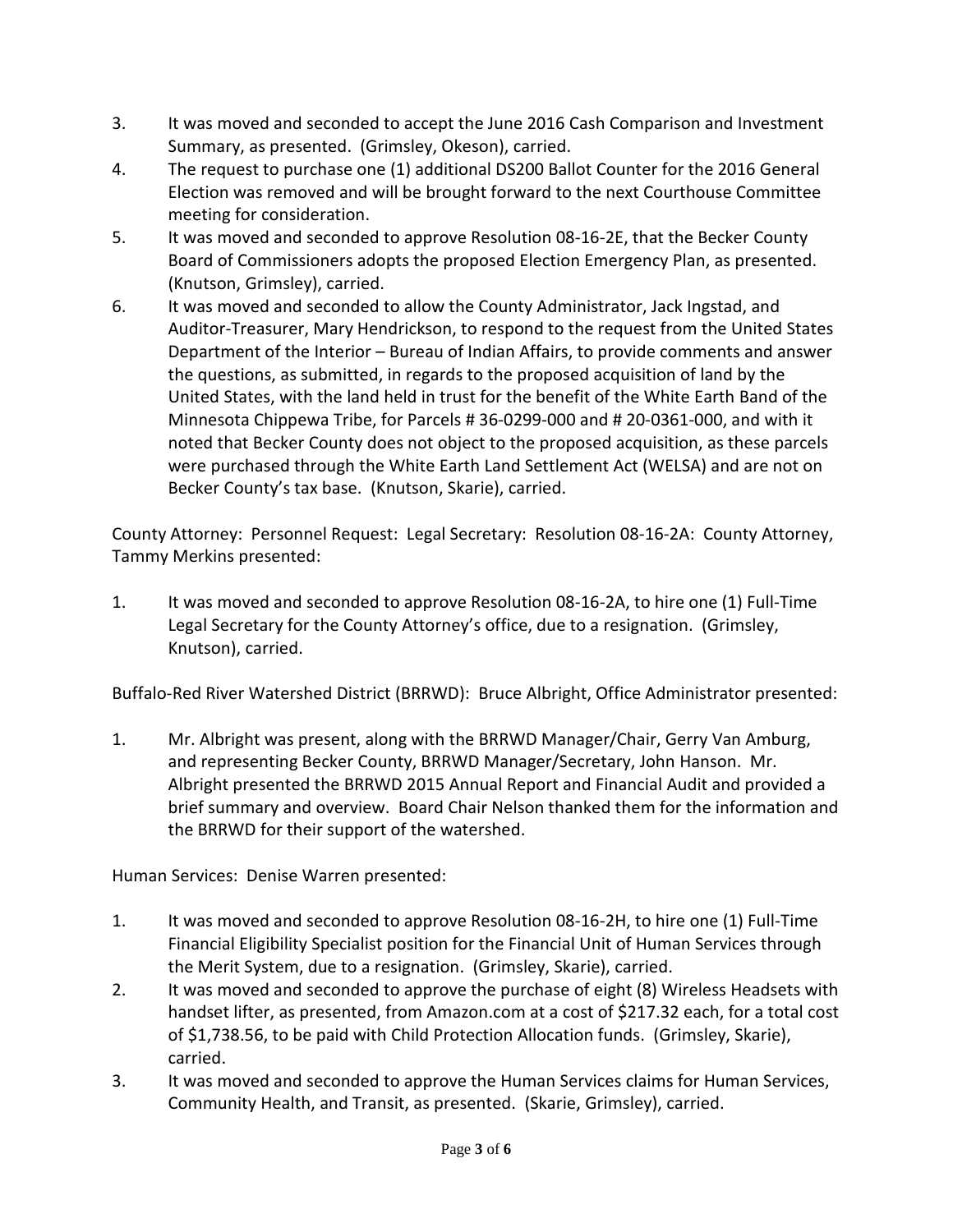3. It was moved and seconded to accept the June 2016 Cash Comparison and Investment Summary, as presented. (Grimsley, Okeson), carried.
4. The request to purchase one (1) additional DS200 Ballot Counter for the 2016 General Election was removed and will be brought forward to the next Courthouse Committee meeting for consideration.
5. It was moved and seconded to approve Resolution 08-16-2E, that the Becker County Board of Commissioners adopts the proposed Election Emergency Plan, as presented. (Knutson, Grimsley), carried.
6. It was moved and seconded to allow the County Administrator, Jack Ingstad, and Auditor-Treasurer, Mary Hendrickson, to respond to the request from the United States Department of the Interior – Bureau of Indian Affairs, to provide comments and answer the questions, as submitted, in regards to the proposed acquisition of land by the United States, with the land held in trust for the benefit of the White Earth Band of the Minnesota Chippewa Tribe, for Parcels # 36-0299-000 and # 20-0361-000, and with it noted that Becker County does not object to the proposed acquisition, as these parcels were purchased through the White Earth Land Settlement Act (WELSA) and are not on Becker County's tax base. (Knutson, Skarie), carried.

County Attorney: Personnel Request: Legal Secretary: Resolution 08-16-2A: County Attorney, Tammy Merkins presented:

1. It was moved and seconded to approve Resolution 08-16-2A, to hire one (1) Full-Time Legal Secretary for the County Attorney's office, due to a resignation. (Grimsley, Knutson), carried.

Buffalo-Red River Watershed District (BRRWD): Bruce Albright, Office Administrator presented:

1. Mr. Albright was present, along with the BRRWD Manager/Chair, Gerry Van Amburg, and representing Becker County, BRRWD Manager/Secretary, John Hanson. Mr. Albright presented the BRRWD 2015 Annual Report and Financial Audit and provided a brief summary and overview. Board Chair Nelson thanked them for the information and the BRRWD for their support of the watershed.

Human Services: Denise Warren presented:

1. It was moved and seconded to approve Resolution 08-16-2H, to hire one (1) Full-Time Financial Eligibility Specialist position for the Financial Unit of Human Services through the Merit System, due to a resignation. (Grimsley, Skarie), carried.
2. It was moved and seconded to approve the purchase of eight (8) Wireless Headsets with handset lifter, as presented, from Amazon.com at a cost of $217.32 each, for a total cost of $1,738.56, to be paid with Child Protection Allocation funds. (Grimsley, Skarie), carried.
3. It was moved and seconded to approve the Human Services claims for Human Services, Community Health, and Transit, as presented. (Skarie, Grimsley), carried.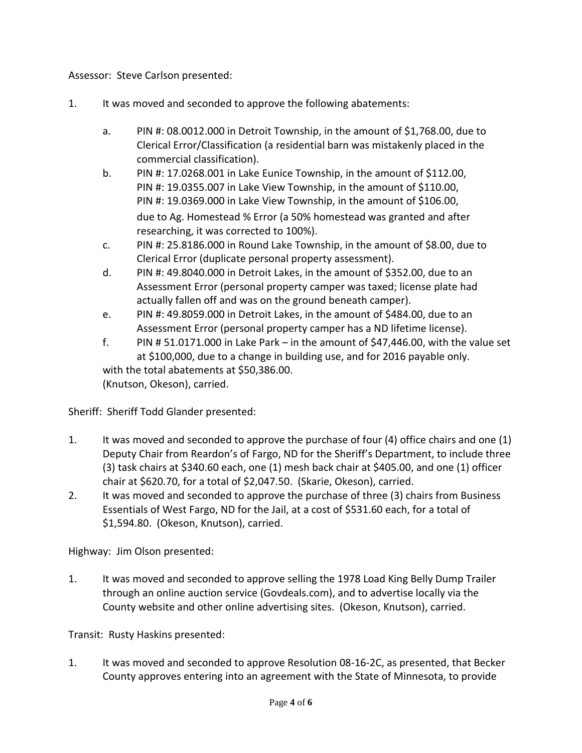Assessor: Steve Carlson presented:

1. It was moved and seconded to approve the following abatements:

   a. PIN #: 08.0012.000 in Detroit Township, in the amount of $1,768.00, due to Clerical Error/Classification (a residential barn was mistakenly placed in the commercial classification).

   b. PIN #: 17.0268.001 in Lake Eunice Township, in the amount of $112.00,
   PIN #: 19.0355.007 in Lake View Township, in the amount of $110.00,
   PIN #: 19.0369.000 in Lake View Township, in the amount of $106.00,
   due to Ag. Homestead % Error (a 50% homestead was granted and after researching, it was corrected to 100%).

   c. PIN #: 25.8186.000 in Round Lake Township, in the amount of $8.00, due to Clerical Error (duplicate personal property assessment).

   d. PIN #: 49.8040.000 in Detroit Lakes, in the amount of $352.00, due to an Assessment Error (personal property camper was taxed; license plate had actually fallen off and was on the ground beneath camper).

   e. PIN #: 49.8059.000 in Detroit Lakes, in the amount of $484.00, due to an Assessment Error (personal property camper has a ND lifetime license).

   f. PIN # 51.0171.000 in Lake Park – in the amount of $47,446.00, with the value set at $100,000, due to a change in building use, and for 2016 payable only.

   with the total abatements at $50,386.00.
   (Knutson, Okeson), carried.

Sheriff: Sheriff Todd Glander presented:

1. It was moved and seconded to approve the purchase of four (4) office chairs and one (1) Deputy Chair from Reardon's of Fargo, ND for the Sheriff's Department, to include three (3) task chairs at $340.60 each, one (1) mesh back chair at $405.00, and one (1) officer chair at $620.70, for a total of $2,047.50. (Skarie, Okeson), carried.
2. It was moved and seconded to approve the purchase of three (3) chairs from Business Essentials of West Fargo, ND for the Jail, at a cost of $531.60 each, for a total of $1,594.80. (Okeson, Knutson), carried.

Highway: Jim Olson presented:

1. It was moved and seconded to approve selling the 1978 Load King Belly Dump Trailer through an online auction service (Govdeals.com), and to advertise locally via the County website and other online advertising sites. (Okeson, Knutson), carried.

Transit: Rusty Haskins presented:

1. It was moved and seconded to approve Resolution 08-16-2C, as presented, that Becker County approves entering into an agreement with the State of Minnesota, to provide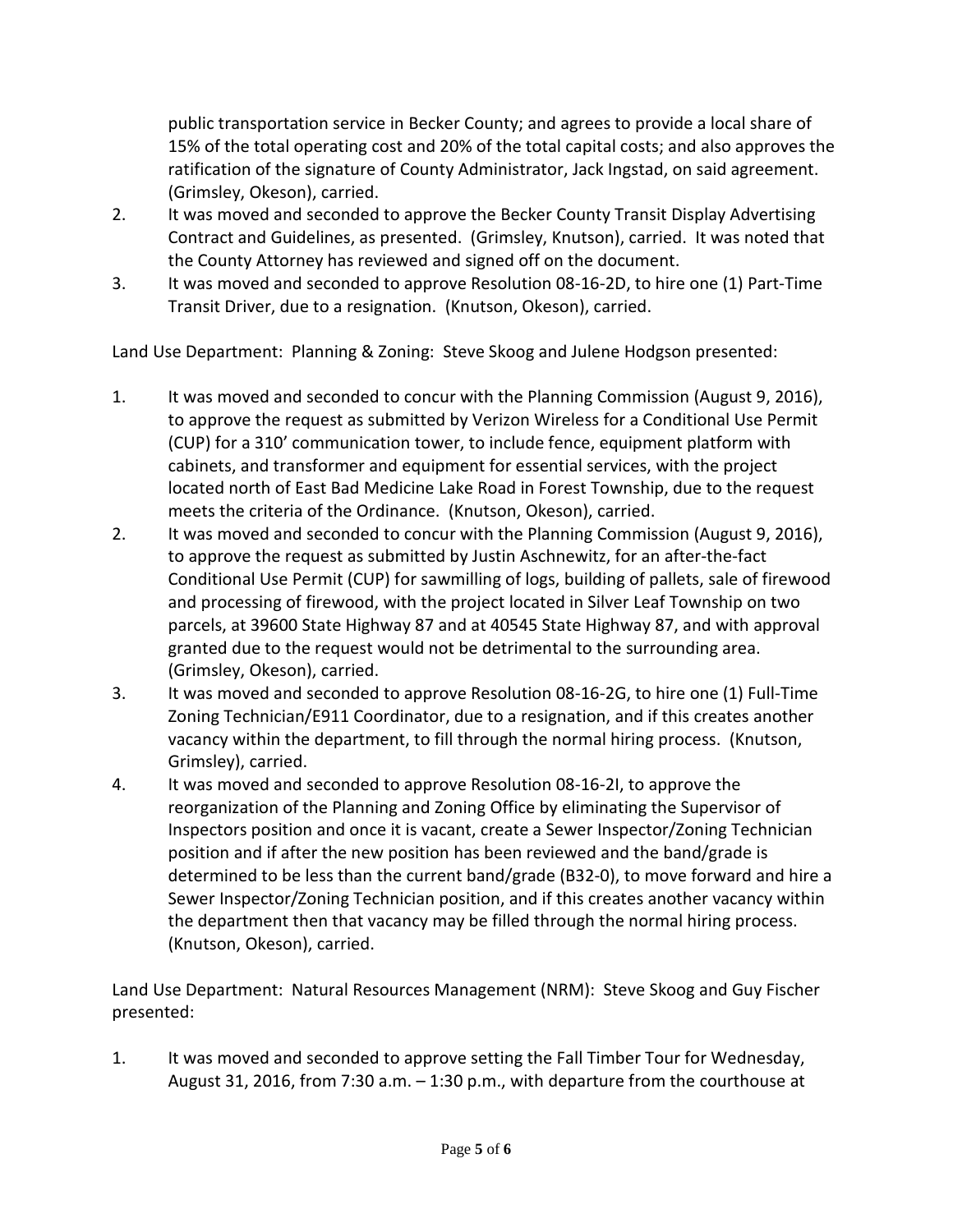public transportation service in Becker County; and agrees to provide a local share of 15% of the total operating cost and 20% of the total capital costs; and also approves the ratification of the signature of County Administrator, Jack Ingstad, on said agreement. (Grimsley, Okeson), carried.

2. It was moved and seconded to approve the Becker County Transit Display Advertising Contract and Guidelines, as presented. (Grimsley, Knutson), carried. It was noted that the County Attorney has reviewed and signed off on the document.
3. It was moved and seconded to approve Resolution 08-16-2D, to hire one (1) Part-Time Transit Driver, due to a resignation. (Knutson, Okeson), carried.

Land Use Department: Planning & Zoning: Steve Skoog and Julene Hodgson presented:

1. It was moved and seconded to concur with the Planning Commission (August 9, 2016), to approve the request as submitted by Verizon Wireless for a Conditional Use Permit (CUP) for a 310' communication tower, to include fence, equipment platform with cabinets, and transformer and equipment for essential services, with the project located north of East Bad Medicine Lake Road in Forest Township, due to the request meets the criteria of the Ordinance. (Knutson, Okeson), carried.
2. It was moved and seconded to concur with the Planning Commission (August 9, 2016), to approve the request as submitted by Justin Aschnewitz, for an after-the-fact Conditional Use Permit (CUP) for sawmilling of logs, building of pallets, sale of firewood and processing of firewood, with the project located in Silver Leaf Township on two parcels, at 39600 State Highway 87 and at 40545 State Highway 87, and with approval granted due to the request would not be detrimental to the surrounding area. (Grimsley, Okeson), carried.
3. It was moved and seconded to approve Resolution 08-16-2G, to hire one (1) Full-Time Zoning Technician/E911 Coordinator, due to a resignation, and if this creates another vacancy within the department, to fill through the normal hiring process. (Knutson, Grimsley), carried.
4. It was moved and seconded to approve Resolution 08-16-2I, to approve the reorganization of the Planning and Zoning Office by eliminating the Supervisor of Inspectors position and once it is vacant, create a Sewer Inspector/Zoning Technician position and if after the new position has been reviewed and the band/grade is determined to be less than the current band/grade (B32-0), to move forward and hire a Sewer Inspector/Zoning Technician position, and if this creates another vacancy within the department then that vacancy may be filled through the normal hiring process. (Knutson, Okeson), carried.

Land Use Department: Natural Resources Management (NRM): Steve Skoog and Guy Fischer presented:

1. It was moved and seconded to approve setting the Fall Timber Tour for Wednesday, August 31, 2016, from 7:30 a.m. – 1:30 p.m., with departure from the courthouse at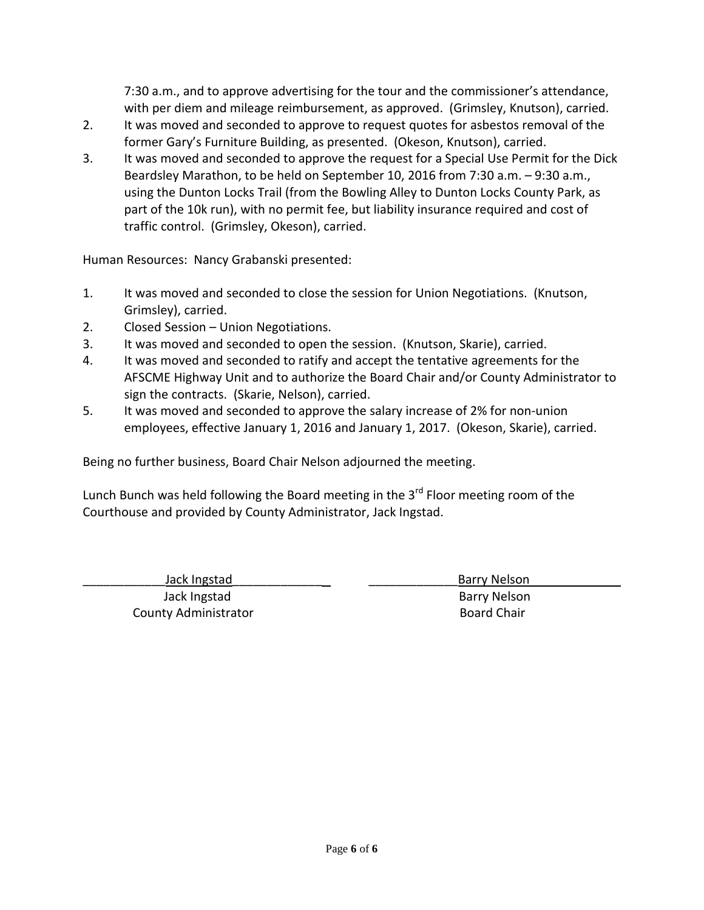7:30 a.m., and to approve advertising for the tour and the commissioner's attendance, with per diem and mileage reimbursement, as approved. (Grimsley, Knutson), carried.

2. It was moved and seconded to approve to request quotes for asbestos removal of the former Gary's Furniture Building, as presented. (Okeson, Knutson), carried.
3. It was moved and seconded to approve the request for a Special Use Permit for the Dick Beardsley Marathon, to be held on September 10, 2016 from 7:30 a.m. – 9:30 a.m., using the Dunton Locks Trail (from the Bowling Alley to Dunton Locks County Park, as part of the 10k run), with no permit fee, but liability insurance required and cost of traffic control. (Grimsley, Okeson), carried.

Human Resources: Nancy Grabanski presented:

1. It was moved and seconded to close the session for Union Negotiations. (Knutson, Grimsley), carried.
2. Closed Session – Union Negotiations.
3. It was moved and seconded to open the session. (Knutson, Skarie), carried.
4. It was moved and seconded to ratify and accept the tentative agreements for the AFSCME Highway Unit and to authorize the Board Chair and/or County Administrator to sign the contracts. (Skarie, Nelson), carried.
5. It was moved and seconded to approve the salary increase of 2% for non-union employees, effective January 1, 2016 and January 1, 2017. (Okeson, Skarie), carried.

Being no further business, Board Chair Nelson adjourned the meeting.

Lunch Bunch was held following the Board meeting in the 3rd Floor meeting room of the Courthouse and provided by County Administrator, Jack Ingstad.

| | |
|---|---|
| Jack Ingstad | Barry Nelson |
| Jack Ingstad | Barry Nelson |
| County Administrator | Board Chair |